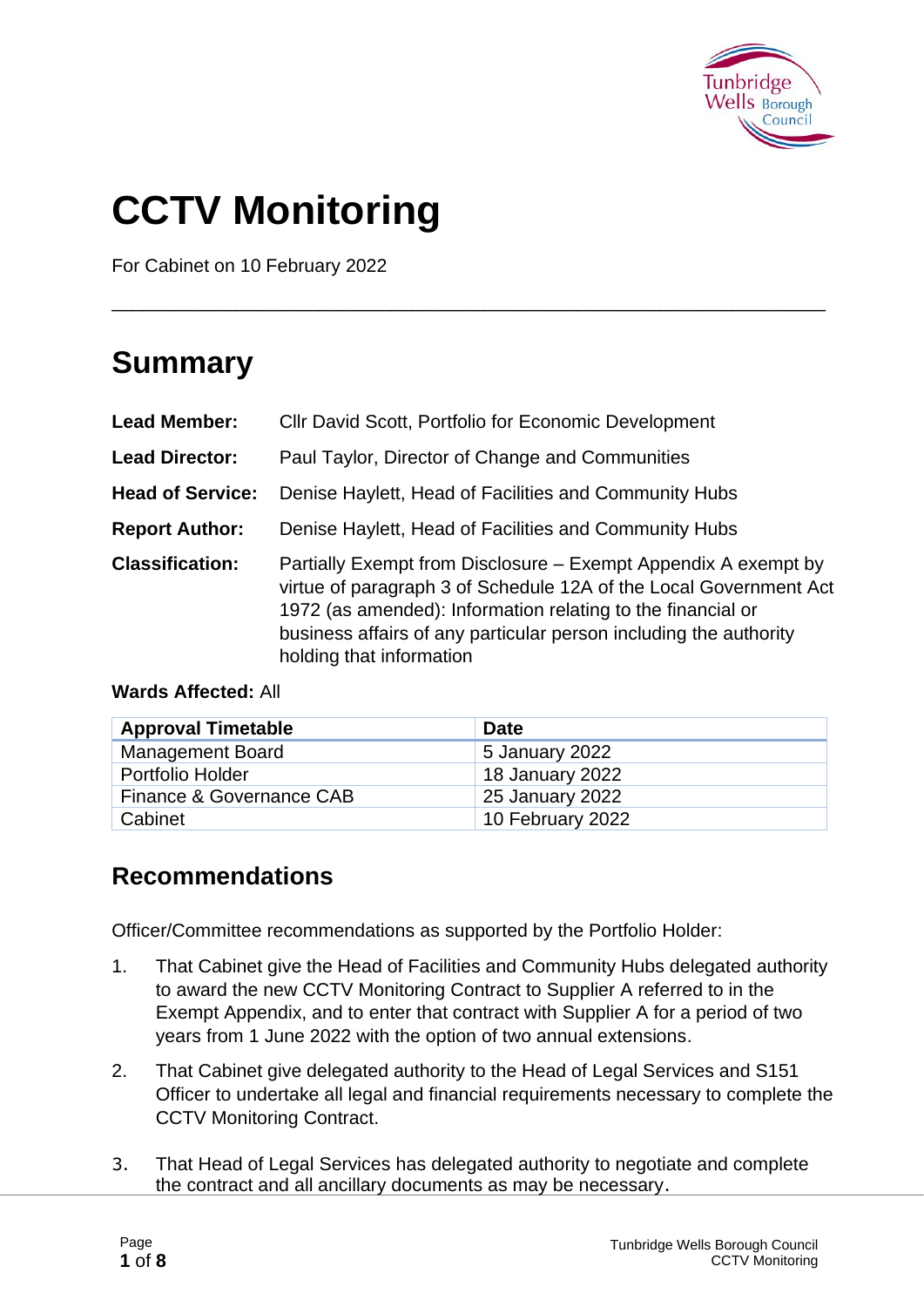# CCTV Monitoring

For Cabinet on 10 February 2022

## Summary

**Lead Member:** Cllr David Scott, Portfolio for Economic Development

**Lead Director:** Paul Taylor, Director of Change and Communities

**Head of Service:** Denise Haylett, Head of Facilities and Community Hubs

**Report Author:** Denise Haylett, Head of Facilities and Community Hubs

**Classification:** Partially Exempt from Disclosure – Exempt Appendix A exempt by virtue of paragraph 3 of Schedule 12A of the Local Government Act 1972 (as amended): Information relating to the financial or business affairs of any particular person including the authority holding that information

**Wards Affected:** All

| Approval Timetable | Date |
|---|---|
| Management Board | 5 January 2022 |
| Portfolio Holder | 18 January 2022 |
| Finance & Governance CAB | 25 January 2022 |
| Cabinet | 10 February 2022 |

### Recommendations

Officer/Committee recommendations as supported by the Portfolio Holder:

1. That Cabinet give the Head of Facilities and Community Hubs delegated authority to award the new CCTV Monitoring Contract to Supplier A referred to in the Exempt Appendix, and to enter that contract with Supplier A for a period of two years from 1 June 2022 with the option of two annual extensions.
2. That Cabinet give delegated authority to the Head of Legal Services and S151 Officer to undertake all legal and financial requirements necessary to complete the CCTV Monitoring Contract.
3. That Head of Legal Services has delegated authority to negotiate and complete the contract and all ancillary documents as may be necessary.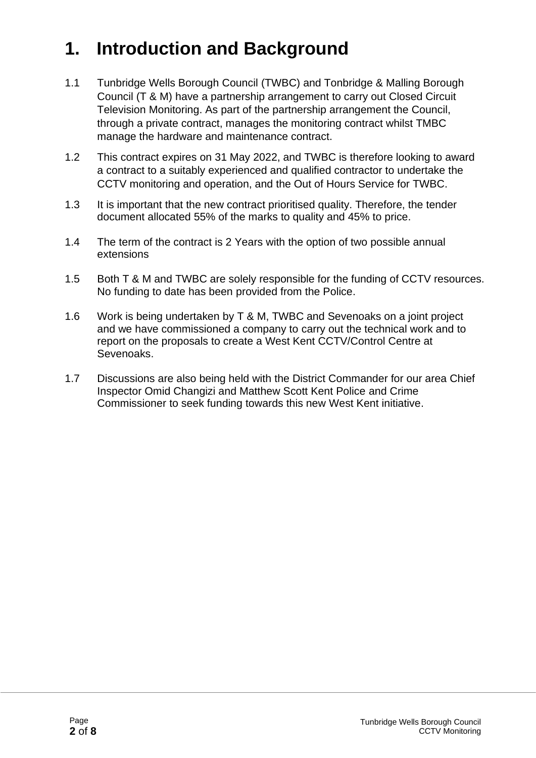# 1. Introduction and Background

1.1 Tunbridge Wells Borough Council (TWBC) and Tonbridge & Malling Borough Council (T & M) have a partnership arrangement to carry out Closed Circuit Television Monitoring. As part of the partnership arrangement the Council, through a private contract, manages the monitoring contract whilst TMBC manage the hardware and maintenance contract.

1.2 This contract expires on 31 May 2022, and TWBC is therefore looking to award a contract to a suitably experienced and qualified contractor to undertake the CCTV monitoring and operation, and the Out of Hours Service for TWBC.

1.3 It is important that the new contract prioritised quality. Therefore, the tender document allocated 55% of the marks to quality and 45% to price.

1.4 The term of the contract is 2 Years with the option of two possible annual extensions

1.5 Both T & M and TWBC are solely responsible for the funding of CCTV resources. No funding to date has been provided from the Police.

1.6 Work is being undertaken by T & M, TWBC and Sevenoaks on a joint project and we have commissioned a company to carry out the technical work and to report on the proposals to create a West Kent CCTV/Control Centre at Sevenoaks.

1.7 Discussions are also being held with the District Commander for our area Chief Inspector Omid Changizi and Matthew Scott Kent Police and Crime Commissioner to seek funding towards this new West Kent initiative.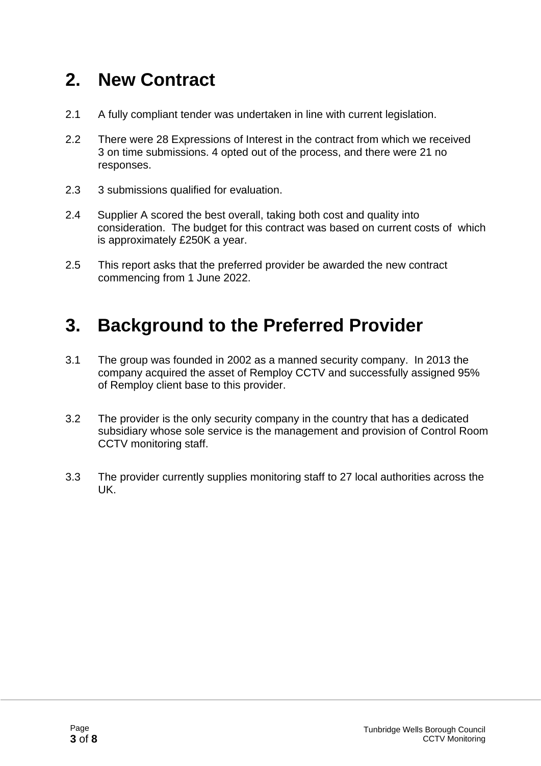## 2. New Contract

2.1 A fully compliant tender was undertaken in line with current legislation.

2.2 There were 28 Expressions of Interest in the contract from which we received 3 on time submissions. 4 opted out of the process, and there were 21 no responses.

2.3 3 submissions qualified for evaluation.

2.4 Supplier A scored the best overall, taking both cost and quality into consideration. The budget for this contract was based on current costs of which is approximately £250K a year.

2.5 This report asks that the preferred provider be awarded the new contract commencing from 1 June 2022.

## 3. Background to the Preferred Provider

3.1 The group was founded in 2002 as a manned security company. In 2013 the company acquired the asset of Remploy CCTV and successfully assigned 95% of Remploy client base to this provider.

3.2 The provider is the only security company in the country that has a dedicated subsidiary whose sole service is the management and provision of Control Room CCTV monitoring staff.

3.3 The provider currently supplies monitoring staff to 27 local authorities across the UK.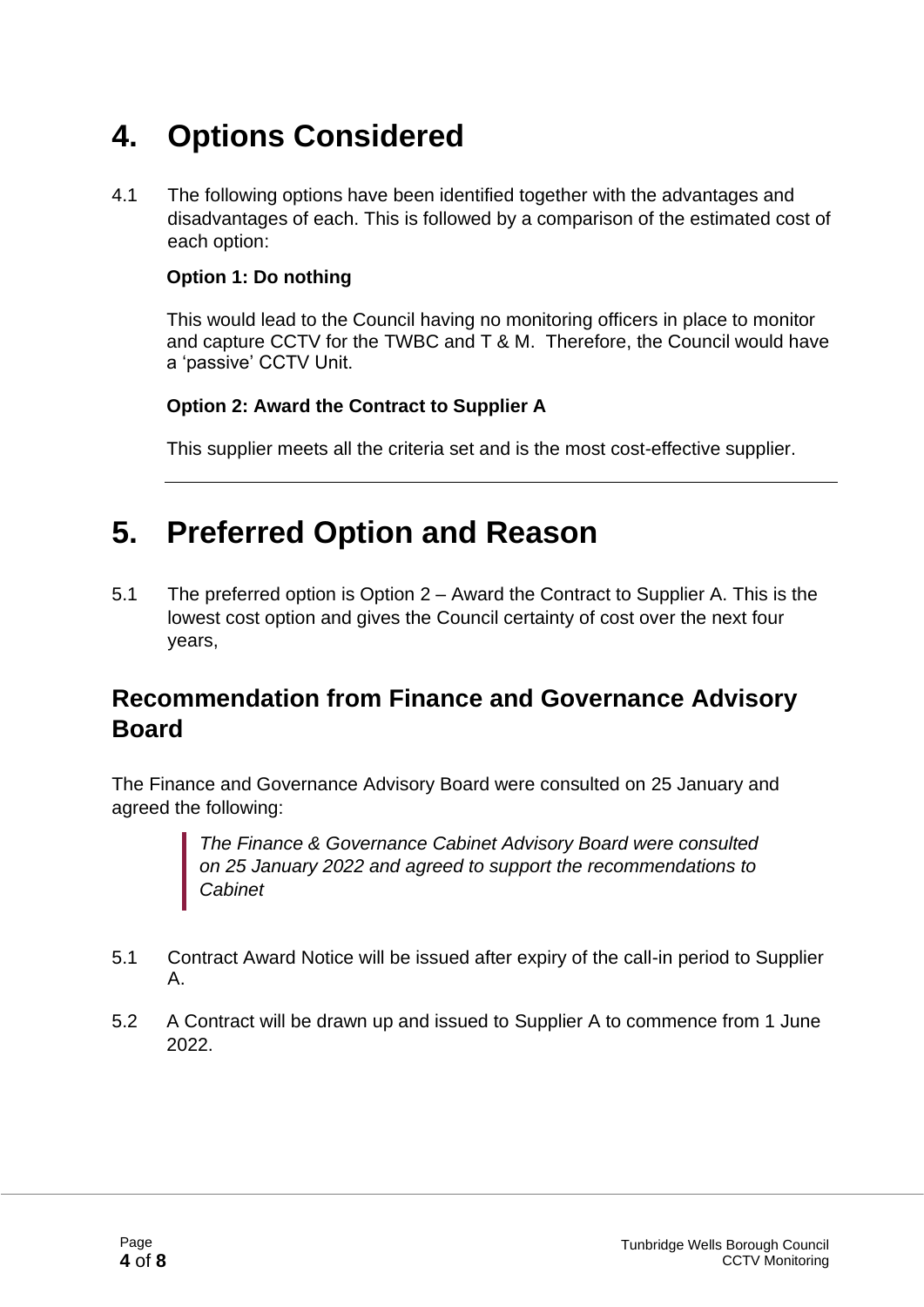# 4. Options Considered

4.1 The following options have been identified together with the advantages and disadvantages of each. This is followed by a comparison of the estimated cost of each option:

**Option 1: Do nothing**

This would lead to the Council having no monitoring officers in place to monitor and capture CCTV for the TWBC and T & M. Therefore, the Council would have a 'passive' CCTV Unit.

**Option 2: Award the Contract to Supplier A**

This supplier meets all the criteria set and is the most cost-effective supplier.

---

# 5. Preferred Option and Reason

5.1 The preferred option is Option 2 – Award the Contract to Supplier A. This is the lowest cost option and gives the Council certainty of cost over the next four years,

## Recommendation from Finance and Governance Advisory Board

The Finance and Governance Advisory Board were consulted on 25 January and agreed the following:

> *The Finance & Governance Cabinet Advisory Board were consulted on 25 January 2022 and agreed to support the recommendations to Cabinet*

5.1 Contract Award Notice will be issued after expiry of the call-in period to Supplier A.

5.2 A Contract will be drawn up and issued to Supplier A to commence from 1 June 2022.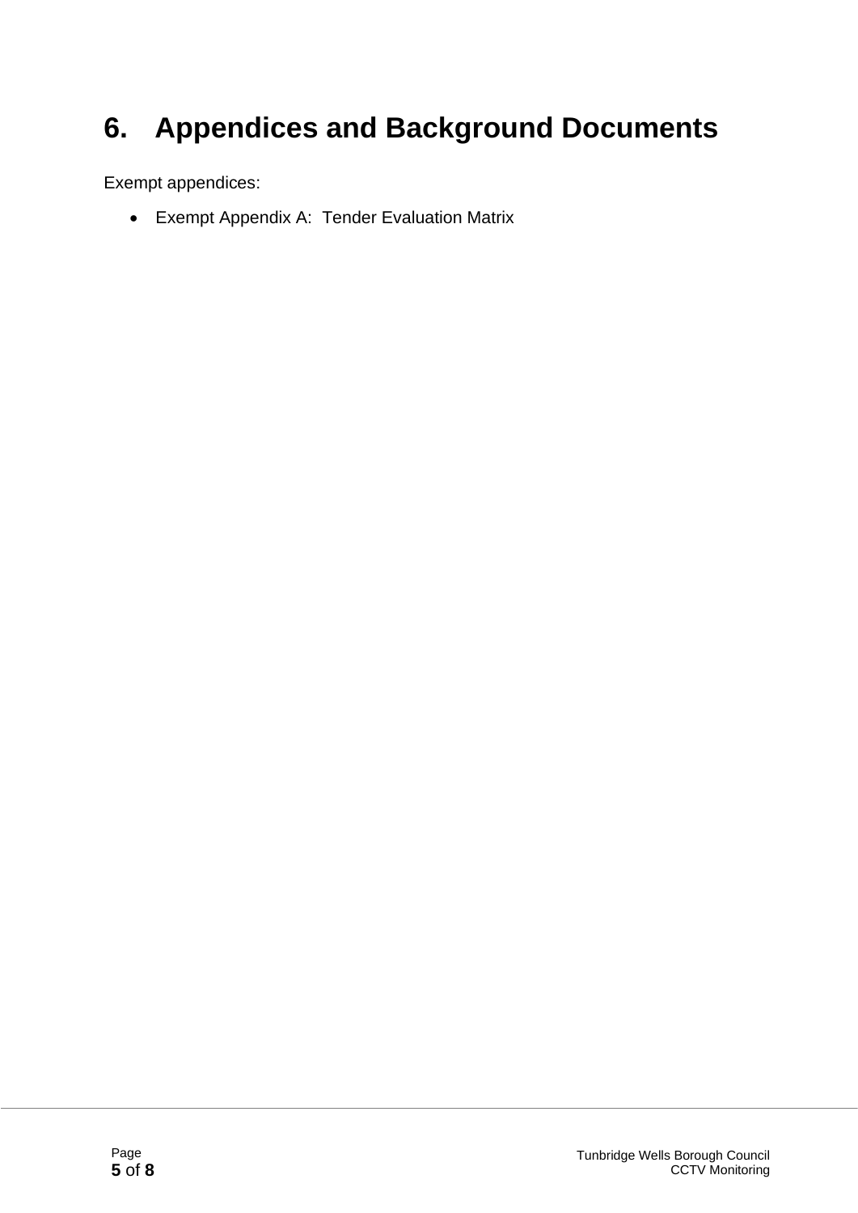# 6. Appendices and Background Documents

Exempt appendices:

- Exempt Appendix A: Tender Evaluation Matrix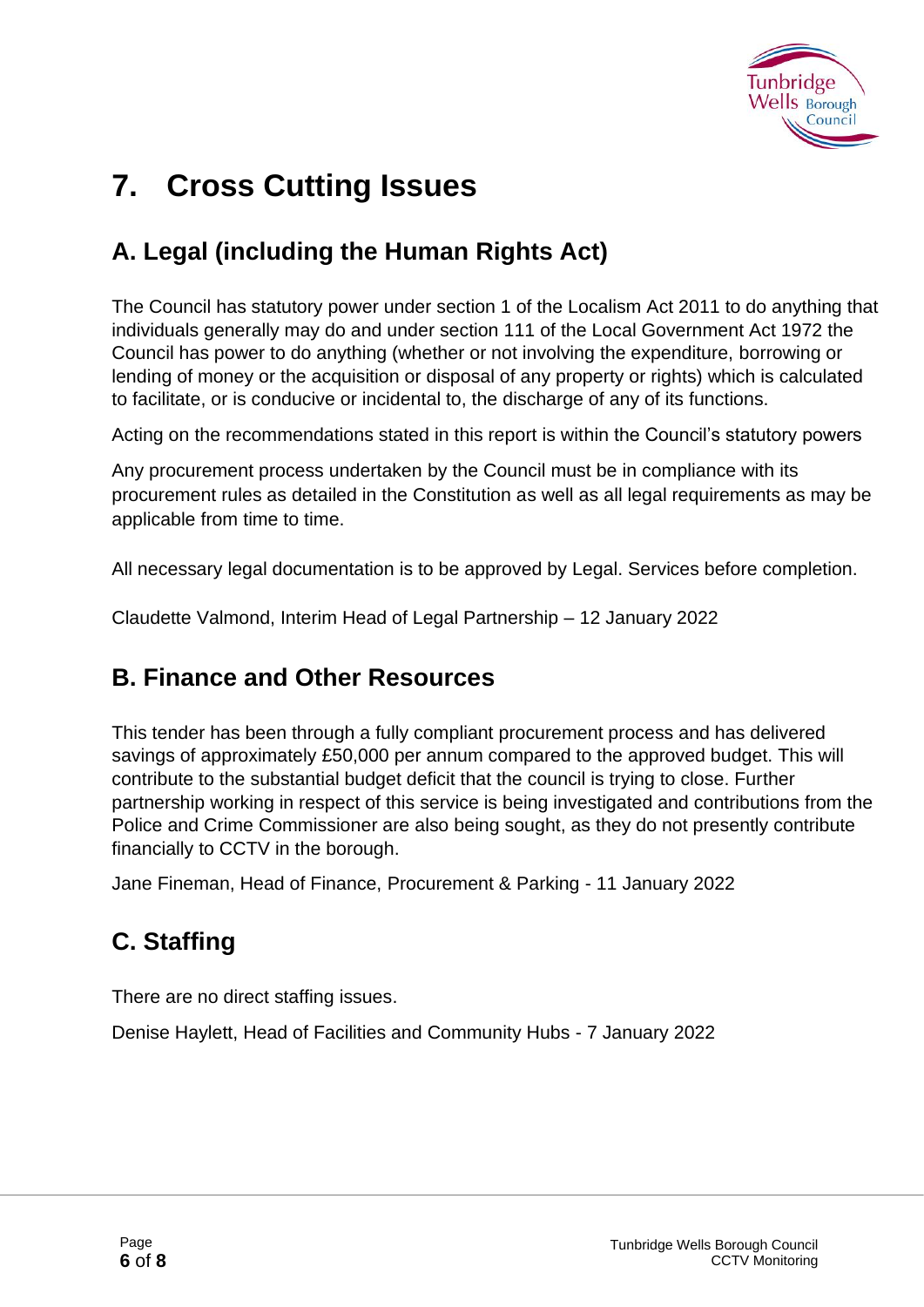# 7. Cross Cutting Issues

## A. Legal (including the Human Rights Act)

The Council has statutory power under section 1 of the Localism Act 2011 to do anything that individuals generally may do and under section 111 of the Local Government Act 1972 the Council has power to do anything (whether or not involving the expenditure, borrowing or lending of money or the acquisition or disposal of any property or rights) which is calculated to facilitate, or is conducive or incidental to, the discharge of any of its functions.

Acting on the recommendations stated in this report is within the Council's statutory powers

Any procurement process undertaken by the Council must be in compliance with its procurement rules as detailed in the Constitution as well as all legal requirements as may be applicable from time to time.

All necessary legal documentation is to be approved by Legal. Services before completion.

Claudette Valmond, Interim Head of Legal Partnership – 12 January 2022

## B. Finance and Other Resources

This tender has been through a fully compliant procurement process and has delivered savings of approximately £50,000 per annum compared to the approved budget. This will contribute to the substantial budget deficit that the council is trying to close. Further partnership working in respect of this service is being investigated and contributions from the Police and Crime Commissioner are also being sought, as they do not presently contribute financially to CCTV in the borough.

Jane Fineman, Head of Finance, Procurement & Parking - 11 January 2022

## C. Staffing

There are no direct staffing issues.

Denise Haylett, Head of Facilities and Community Hubs - 7 January 2022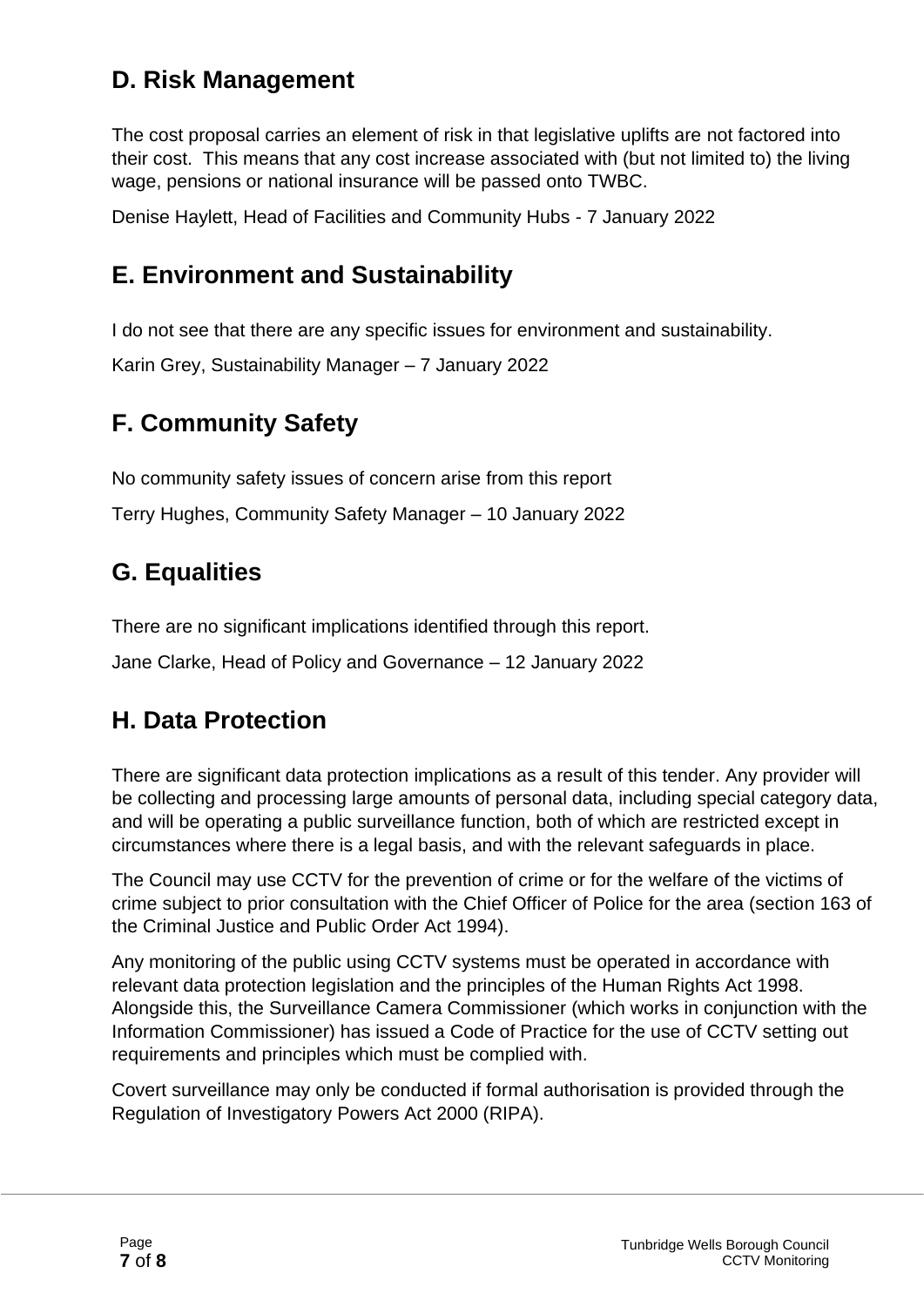## D. Risk Management

The cost proposal carries an element of risk in that legislative uplifts are not factored into their cost. This means that any cost increase associated with (but not limited to) the living wage, pensions or national insurance will be passed onto TWBC.

Denise Haylett, Head of Facilities and Community Hubs - 7 January 2022

## E. Environment and Sustainability

I do not see that there are any specific issues for environment and sustainability.

Karin Grey, Sustainability Manager – 7 January 2022

## F. Community Safety

No community safety issues of concern arise from this report

Terry Hughes, Community Safety Manager – 10 January 2022

## G. Equalities

There are no significant implications identified through this report.

Jane Clarke, Head of Policy and Governance – 12 January 2022

## H. Data Protection

There are significant data protection implications as a result of this tender. Any provider will be collecting and processing large amounts of personal data, including special category data, and will be operating a public surveillance function, both of which are restricted except in circumstances where there is a legal basis, and with the relevant safeguards in place.

The Council may use CCTV for the prevention of crime or for the welfare of the victims of crime subject to prior consultation with the Chief Officer of Police for the area (section 163 of the Criminal Justice and Public Order Act 1994).

Any monitoring of the public using CCTV systems must be operated in accordance with relevant data protection legislation and the principles of the Human Rights Act 1998. Alongside this, the Surveillance Camera Commissioner (which works in conjunction with the Information Commissioner) has issued a Code of Practice for the use of CCTV setting out requirements and principles which must be complied with.

Covert surveillance may only be conducted if formal authorisation is provided through the Regulation of Investigatory Powers Act 2000 (RIPA).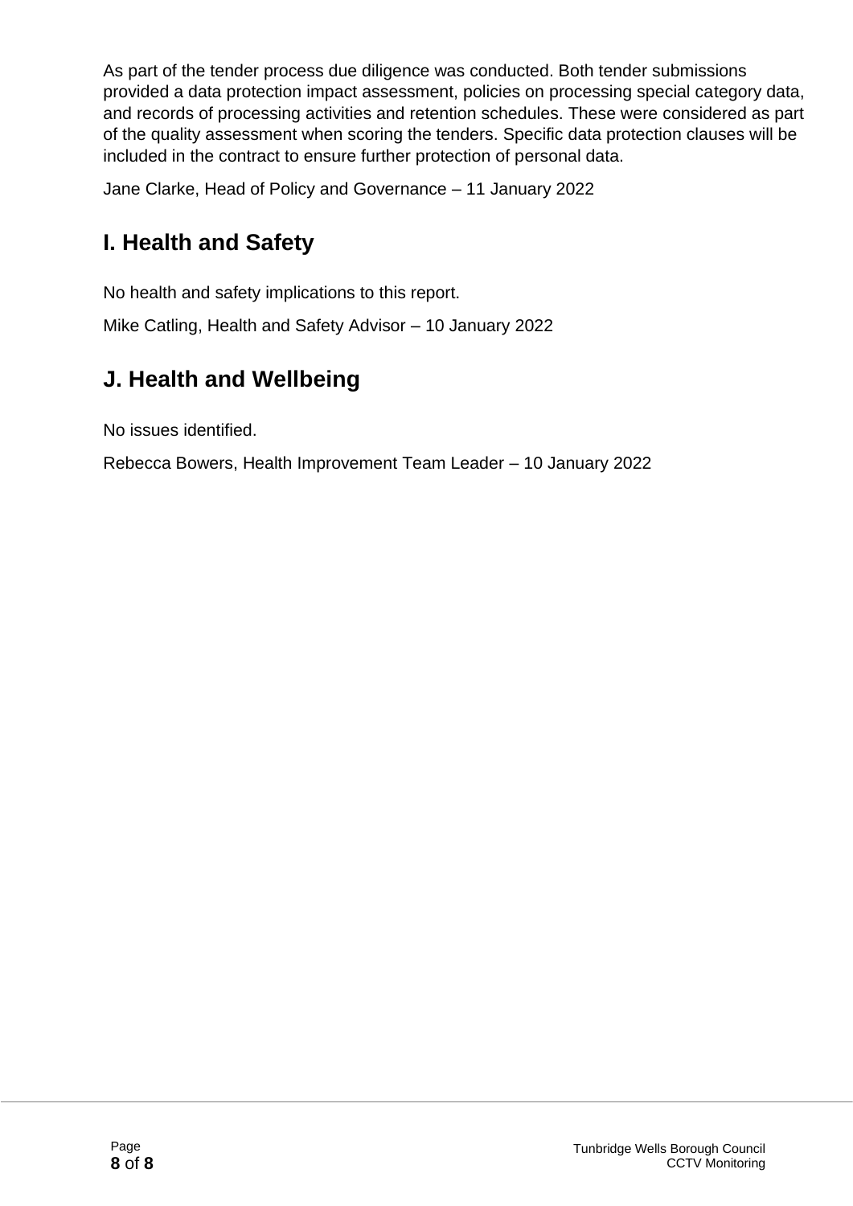As part of the tender process due diligence was conducted. Both tender submissions provided a data protection impact assessment, policies on processing special category data, and records of processing activities and retention schedules. These were considered as part of the quality assessment when scoring the tenders. Specific data protection clauses will be included in the contract to ensure further protection of personal data.

Jane Clarke, Head of Policy and Governance – 11 January 2022

## I. Health and Safety

No health and safety implications to this report.

Mike Catling, Health and Safety Advisor – 10 January 2022

## J. Health and Wellbeing

No issues identified.

Rebecca Bowers, Health Improvement Team Leader – 10 January 2022